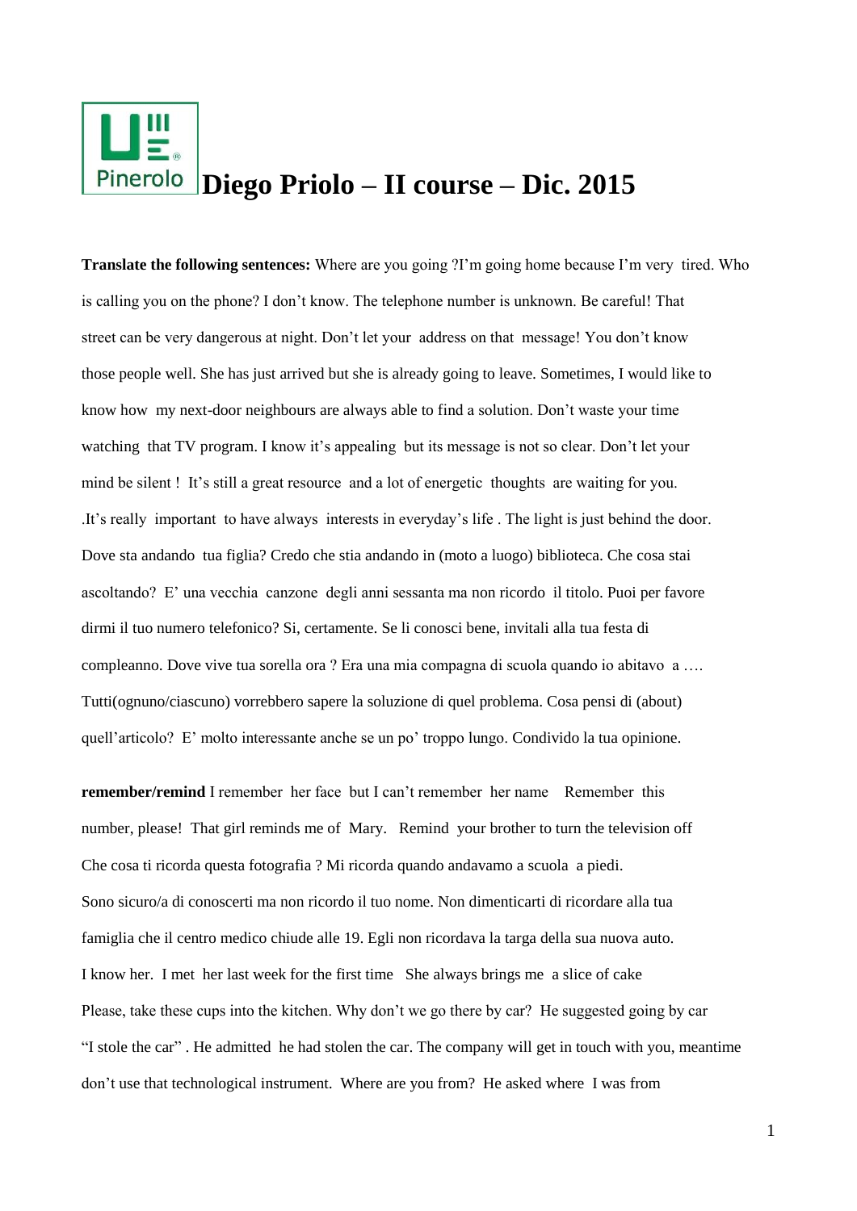# Diego Priolo – II course – Dic. 2015

**Translate the following sentences:** Where are you going ?I'm going home because I'm very tired. Who is calling you on the phone? I don't know. The telephone number is unknown. Be careful! That street can be very dangerous at night. Don't let your address on that message! You don't know those people well. She has just arrived but she is already going to leave. Sometimes, I would like to know how my next-door neighbours are always able to find a solution. Don't waste your time watching that TV program. I know it's appealing but its message is not so clear. Don't let your mind be silent ! It's still a great resource and a lot of energetic thoughts are waiting for you. .It's really important to have always interests in everyday's life . The light is just behind the door. Dove sta andando tua figlia? Credo che stia andando in (moto a luogo) biblioteca. Che cosa stai ascoltando? E' una vecchia canzone degli anni sessanta ma non ricordo il titolo. Puoi per favore dirmi il tuo numero telefonico? Si, certamente. Se li conosci bene, invitali alla tua festa di compleanno. Dove vive tua sorella ora ? Era una mia compagna di scuola quando io abitavo a …. Tutti(ognuno/ciascuno) vorrebbero sapere la soluzione di quel problema. Cosa pensi di (about) quell'articolo? E' molto interessante anche se un po' troppo lungo. Condivido la tua opinione.

**remember/remind** I remember her face but I can't remember her name Remember this number, please! That girl reminds me of Mary. Remind your brother to turn the television off Che cosa ti ricorda questa fotografia ? Mi ricorda quando andavamo a scuola a piedi. Sono sicuro/a di conoscerti ma non ricordo il tuo nome. Non dimenticarti di ricordare alla tua famiglia che il centro medico chiude alle 19. Egli non ricordava la targa della sua nuova auto. I know her. I met her last week for the first time She always brings me a slice of cake Please, take these cups into the kitchen. Why don't we go there by car? He suggested going by car "I stole the car" . He admitted he had stolen the car. The company will get in touch with you, meantime don't use that technological instrument. Where are you from? He asked where I was from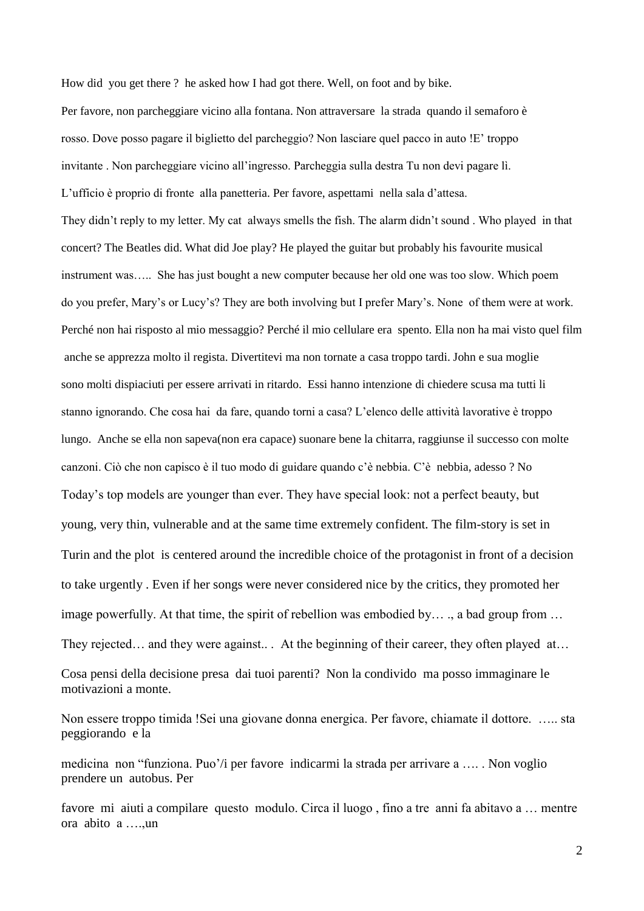How did you get there ? he asked how I had got there. Well, on foot and by bike.

Per favore, non parcheggiare vicino alla fontana. Non attraversare la strada quando il semaforo è rosso. Dove posso pagare il biglietto del parcheggio? Non lasciare quel pacco in auto !E' troppo invitante . Non parcheggiare vicino all'ingresso. Parcheggia sulla destra Tu non devi pagare lì. L'ufficio è proprio di fronte alla panetteria. Per favore, aspettami nella sala d'attesa.

They didn't reply to my letter. My cat always smells the fish. The alarm didn't sound . Who played in that concert? The Beatles did. What did Joe play? He played the guitar but probably his favourite musical instrument was….. She has just bought a new computer because her old one was too slow. Which poem do you prefer, Mary's or Lucy's? They are both involving but I prefer Mary's. None of them were at work. Perché non hai risposto al mio messaggio? Perché il mio cellulare era spento. Ella non ha mai visto quel film anche se apprezza molto il regista. Divertitevi ma non tornate a casa troppo tardi. John e sua moglie sono molti dispiaciuti per essere arrivati in ritardo. Essi hanno intenzione di chiedere scusa ma tutti li stanno ignorando. Che cosa hai da fare, quando torni a casa? L'elenco delle attività lavorative è troppo lungo. Anche se ella non sapeva(non era capace) suonare bene la chitarra, raggiunse il successo con molte canzoni. Ciò che non capisco è il tuo modo di guidare quando c'è nebbia. C'è nebbia, adesso ? No

Today's top models are younger than ever. They have special look: not a perfect beauty, but young, very thin, vulnerable and at the same time extremely confident. The film-story is set in Turin and the plot is centered around the incredible choice of the protagonist in front of a decision to take urgently . Even if her songs were never considered nice by the critics, they promoted her image powerfully. At that time, the spirit of rebellion was embodied by… ., a bad group from … They rejected… and they were against.. . At the beginning of their career, they often played at…

Cosa pensi della decisione presa dai tuoi parenti? Non la condivido ma posso immaginare le motivazioni a monte.

Non essere troppo timida !Sei una giovane donna energica. Per favore, chiamate il dottore. ….. sta peggiorando e la

medicina non "funziona. Puo'/i per favore indicarmi la strada per arrivare a …. . Non voglio prendere un autobus. Per

favore mi aiuti a compilare questo modulo. Circa il luogo , fino a tre anni fa abitavo a … mentre ora abito a ….,un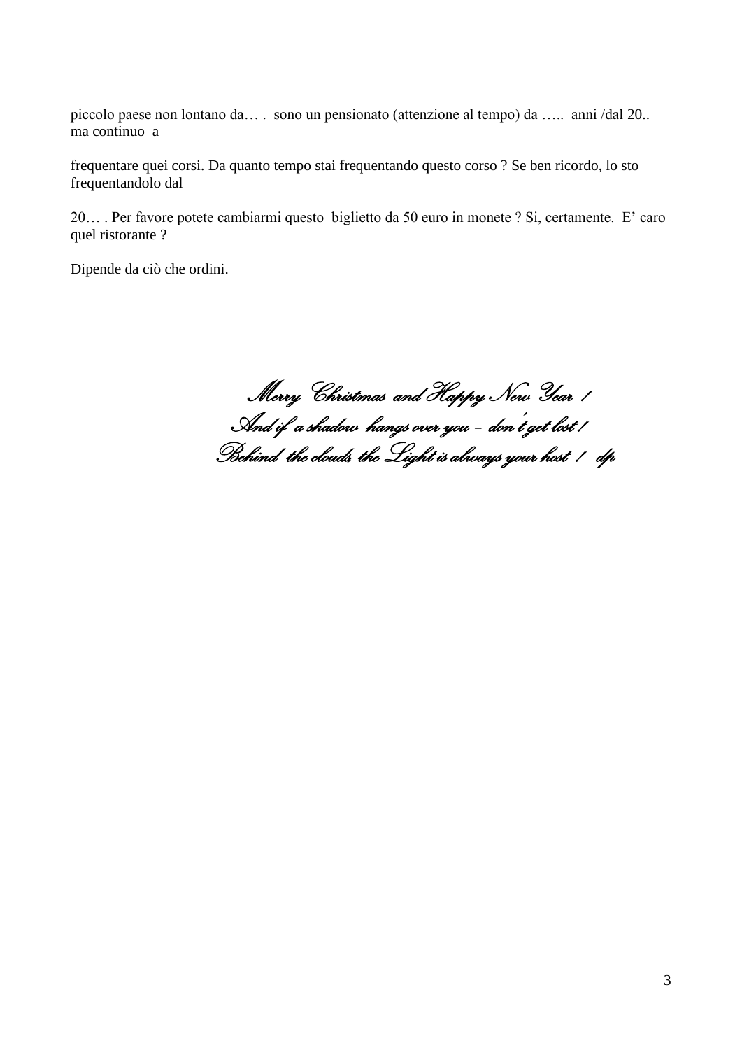piccolo paese non lontano da… .  sono un pensionato (attenzione al tempo) da …..  anni /dal 20.. ma continuo  a

frequentare quei corsi. Da quanto tempo stai frequentando questo corso ? Se ben ricordo, lo sto frequentandolo dal

20… . Per favore potete cambiarmi questo  biglietto da 50 euro in monete ? Si, certamente.  E' caro quel ristorante ?

Dipende da ciò che ordini.

*Merry Christmas and Happy New Year !*
*And if a shadow hangs over you – don't get lost !*
*Behind the clouds the Light is always your host !  dp*